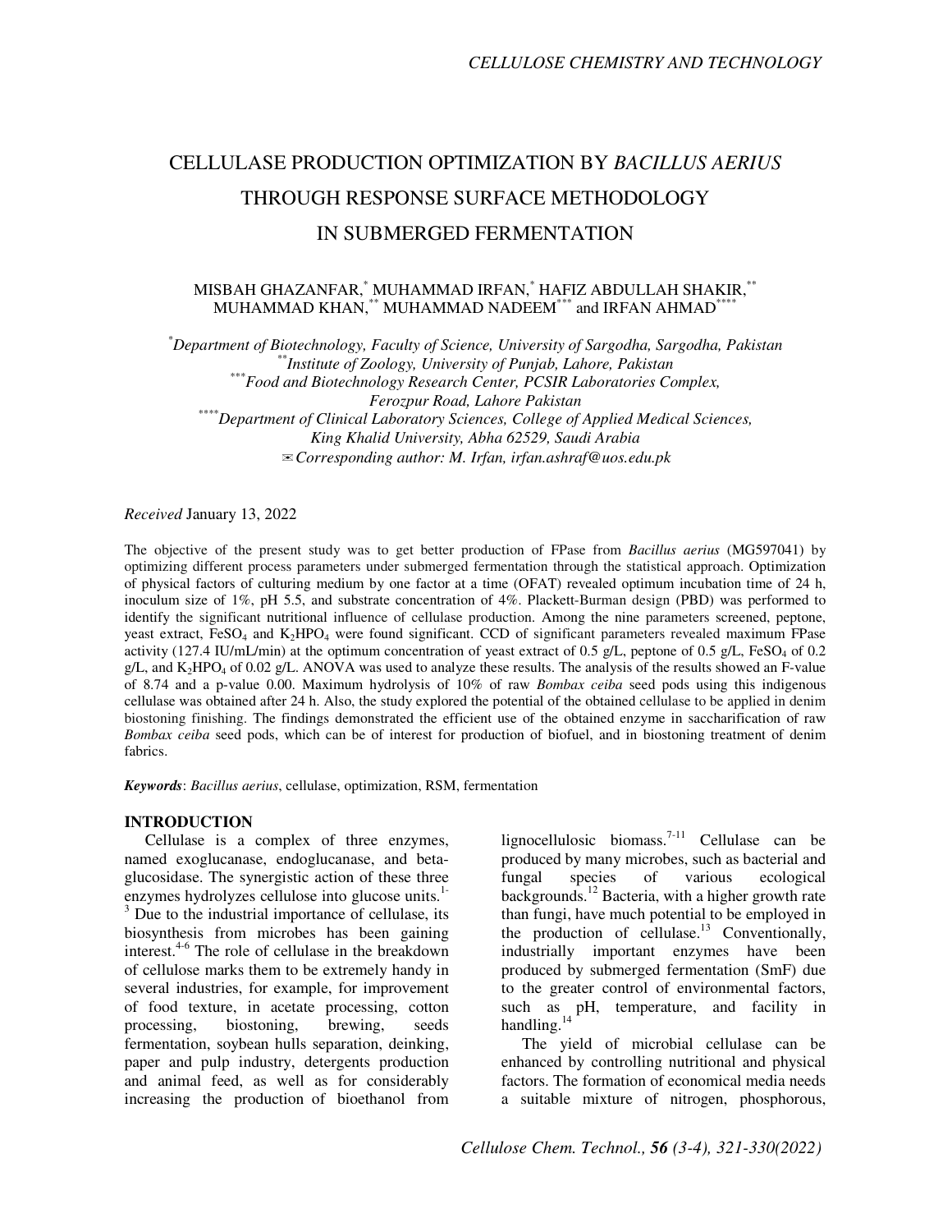# CELLULASE PRODUCTION OPTIMIZATION BY *BACILLUS AERIUS* THROUGH RESPONSE SURFACE METHODOLOGY IN SUBMERGED FERMENTATION

MISBAH GHAZANFAR,[*] MUHAMMAD IRFAN,[*] HAFIZ ABDULLAH SHAKIR,[**] MUHAMMAD KHAN,[**] MUHAMMAD NADEEM[***] and IRFAN AHMAD[****]

[*]*Department of Biotechnology, Faculty of Science, University of Sargodha, Sargodha, Pakistan*
[**]*Institute of Zoology, University of Punjab, Lahore, Pakistan*
[***]*Food and Biotechnology Research Center, PCSIR Laboratories Complex, Ferozpur Road, Lahore Pakistan*
[****]*Department of Clinical Laboratory Sciences, College of Applied Medical Sciences, King Khalid University, Abha 62529, Saudi Arabia*
✉*Corresponding author: M. Irfan, irfan.ashraf@uos.edu.pk*

*Received* January 13, 2022

The objective of the present study was to get better production of FPase from *Bacillus aerius* (MG597041) by optimizing different process parameters under submerged fermentation through the statistical approach. Optimization of physical factors of culturing medium by one factor at a time (OFAT) revealed optimum incubation time of 24 h, inoculum size of 1%, pH 5.5, and substrate concentration of 4%. Plackett-Burman design (PBD) was performed to identify the significant nutritional influence of cellulase production. Among the nine parameters screened, peptone, yeast extract, $FeSO_4$ and $K_2HPO_4$ were found significant. CCD of significant parameters revealed maximum FPase activity (127.4 IU/mL/min) at the optimum concentration of yeast extract of 0.5 g/L, peptone of 0.5 g/L, $FeSO_4$ of 0.2 g/L, and $K_2HPO_4$ of 0.02 g/L. ANOVA was used to analyze these results. The analysis of the results showed an F-value of 8.74 and a p-value 0.00. Maximum hydrolysis of 10% of raw *Bombax ceiba* seed pods using this indigenous cellulase was obtained after 24 h. Also, the study explored the potential of the obtained cellulase to be applied in denim biostoning finishing. The findings demonstrated the efficient use of the obtained enzyme in saccharification of raw *Bombax ceiba* seed pods, which can be of interest for production of biofuel, and in biostoning treatment of denim fabrics.

***Keywords***: *Bacillus aerius*, cellulase, optimization, RSM, fermentation

## INTRODUCTION

Cellulase is a complex of three enzymes, named exoglucanase, endoglucanase, and beta-glucosidase. The synergistic action of these three enzymes hydrolyzes cellulose into glucose units.[1-3] Due to the industrial importance of cellulase, its biosynthesis from microbes has been gaining interest.[4-6] The role of cellulase in the breakdown of cellulose marks them to be extremely handy in several industries, for example, for improvement of food texture, in acetate processing, cotton processing, biostoning, brewing, seeds fermentation, soybean hulls separation, deinking, paper and pulp industry, detergents production and animal feed, as well as for considerably increasing the production of bioethanol from lignocellulosic biomass.[7-11] Cellulase can be produced by many microbes, such as bacterial and fungal species of various ecological backgrounds.[12] Bacteria, with a higher growth rate than fungi, have much potential to be employed in the production of cellulase.[13] Conventionally, industrially important enzymes have been produced by submerged fermentation (SmF) due to the greater control of environmental factors, such as pH, temperature, and facility in handling.[14]

The yield of microbial cellulase can be enhanced by controlling nutritional and physical factors. The formation of economical media needs a suitable mixture of nitrogen, phosphorous,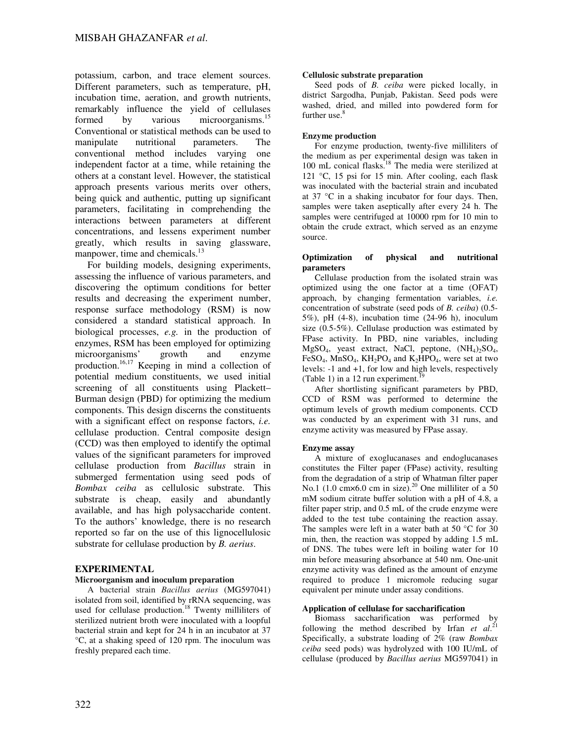potassium, carbon, and trace element sources. Different parameters, such as temperature, pH, incubation time, aeration, and growth nutrients, remarkably influence the yield of cellulases formed by various microorganisms.[15] Conventional or statistical methods can be used to manipulate nutritional parameters. The conventional method includes varying one independent factor at a time, while retaining the others at a constant level. However, the statistical approach presents various merits over others, being quick and authentic, putting up significant parameters, facilitating in comprehending the interactions between parameters at different concentrations, and lessens experiment number greatly, which results in saving glassware, manpower, time and chemicals.[13]

For building models, designing experiments, assessing the influence of various parameters, and discovering the optimum conditions for better results and decreasing the experiment number, response surface methodology (RSM) is now considered a standard statistical approach. In biological processes, *e.g.* in the production of enzymes, RSM has been employed for optimizing microorganisms' growth and enzyme production.[16,17] Keeping in mind a collection of potential medium constituents, we used initial screening of all constituents using Plackett–Burman design (PBD) for optimizing the medium components. This design discerns the constituents with a significant effect on response factors, *i.e.* cellulase production. Central composite design (CCD) was then employed to identify the optimal values of the significant parameters for improved cellulase production from *Bacillus* strain in submerged fermentation using seed pods of *Bombax ceiba* as cellulosic substrate. This substrate is cheap, easily and abundantly available, and has high polysaccharide content. To the authors' knowledge, there is no research reported so far on the use of this lignocellulosic substrate for cellulase production by *B. aerius*.

## EXPERIMENTAL

### Microorganism and inoculum preparation

A bacterial strain *Bacillus aerius* (MG597041) isolated from soil, identified by rRNA sequencing, was used for cellulase production.[18] Twenty milliliters of sterilized nutrient broth were inoculated with a loopful bacterial strain and kept for 24 h in an incubator at 37 °C, at a shaking speed of 120 rpm. The inoculum was freshly prepared each time.

### Cellulosic substrate preparation

Seed pods of *B. ceiba* were picked locally, in district Sargodha, Punjab, Pakistan. Seed pods were washed, dried, and milled into powdered form for further use.[8]

### Enzyme production

For enzyme production, twenty-five milliliters of the medium as per experimental design was taken in 100 mL conical flasks.[18] The media were sterilized at 121 °C, 15 psi for 15 min. After cooling, each flask was inoculated with the bacterial strain and incubated at 37 °C in a shaking incubator for four days. Then, samples were taken aseptically after every 24 h. The samples were centrifuged at 10000 rpm for 10 min to obtain the crude extract, which served as an enzyme source.

### Optimization of physical and nutritional parameters

Cellulase production from the isolated strain was optimized using the one factor at a time (OFAT) approach, by changing fermentation variables, *i.e.* concentration of substrate (seed pods of *B. ceiba*) (0.5-5%), pH (4-8), incubation time (24-96 h), inoculum size (0.5-5%). Cellulase production was estimated by FPase activity. In PBD, nine variables, including $MgSO_4$, yeast extract, NaCl, peptone, $(NH_4)_2SO_4$, $FeSO_4$, $MnSO_4$, $KH_2PO_4$ and $K_2HPO_4$, were set at two levels: -1 and +1, for low and high levels, respectively (Table 1) in a 12 run experiment.[19]

After shortlisting significant parameters by PBD, CCD of RSM was performed to determine the optimum levels of growth medium components. CCD was conducted by an experiment with 31 runs, and enzyme activity was measured by FPase assay.

### Enzyme assay

A mixture of exoglucanases and endoglucanases constitutes the Filter paper (FPase) activity, resulting from the degradation of a strip of Whatman filter paper No.1 (1.0 cm×6.0 cm in size).[20] One milliliter of a 50 mM sodium citrate buffer solution with a pH of 4.8, a filter paper strip, and 0.5 mL of the crude enzyme were added to the test tube containing the reaction assay. The samples were left in a water bath at 50 °C for 30 min, then, the reaction was stopped by adding 1.5 mL of DNS. The tubes were left in boiling water for 10 min before measuring absorbance at 540 nm. One-unit enzyme activity was defined as the amount of enzyme required to produce 1 micromole reducing sugar equivalent per minute under assay conditions.

### Application of cellulase for saccharification

Biomass saccharification was performed by following the method described by Irfan *et al*.[21] Specifically, a substrate loading of 2% (raw *Bombax ceiba* seed pods) was hydrolyzed with 100 IU/mL of cellulase (produced by *Bacillus aerius* MG597041) in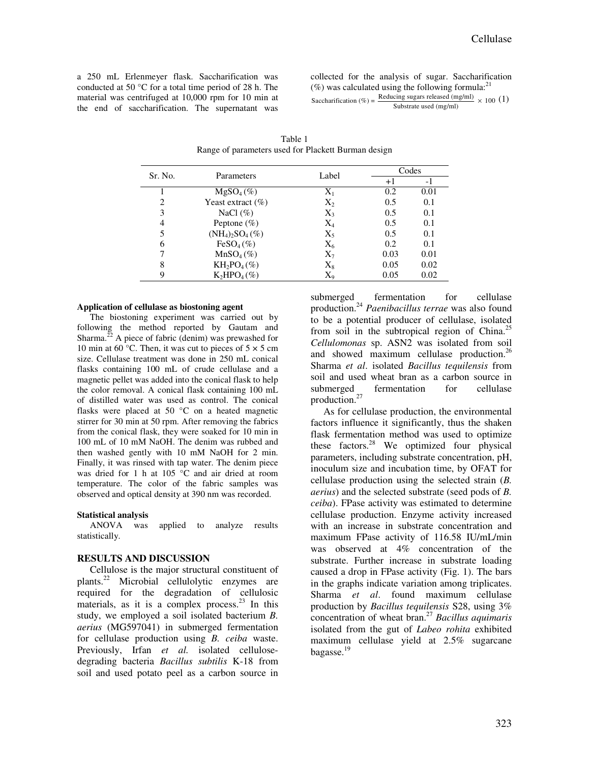a 250 mL Erlenmeyer flask. Saccharification was conducted at 50 °C for a total time period of 28 h. The material was centrifuged at 10,000 rpm for 10 min at the end of saccharification. The supernatant was collected for the analysis of sugar. Saccharification (%) was calculated using the following formula:[21]

$$\text{Saccharification (\%)} = \frac{\text{Reducing sugars released (mg/ml)}}{\text{Substrate used (mg/ml)}} \times 100 \quad (1)$$

Table 1
Range of parameters used for Plackett Burman design

| Sr. No. | Parameters | Label | Codes | |
|---|---|---|---|---|
| | | | +1 | -1 |
| 1 | $MgSO_4$ (%) | $X_1$ | 0.2 | 0.01 |
| 2 | Yeast extract (%) | $X_2$ | 0.5 | 0.1 |
| 3 | NaCl (%) | $X_3$ | 0.5 | 0.1 |
| 4 | Peptone (%) | $X_4$ | 0.5 | 0.1 |
| 5 | $(NH_4)_2SO_4$ (%) | $X_5$ | 0.5 | 0.1 |
| 6 | $FeSO_4$ (%) | $X_6$ | 0.2 | 0.1 |
| 7 | $MnSO_4$ (%) | $X_7$ | 0.03 | 0.01 |
| 8 | $KH_2PO_4$ (%) | $X_8$ | 0.05 | 0.02 |
| 9 | $K_2HPO_4$ (%) | $X_9$ | 0.05 | 0.02 |

**Application of cellulase as biostoning agent**

The biostoning experiment was carried out by following the method reported by Gautam and Sharma.[22] A piece of fabric (denim) was prewashed for 10 min at 60 °C. Then, it was cut to pieces of 5 × 5 cm size. Cellulase treatment was done in 250 mL conical flasks containing 100 mL of crude cellulase and a magnetic pellet was added into the conical flask to help the color removal. A conical flask containing 100 mL of distilled water was used as control. The conical flasks were placed at 50 °C on a heated magnetic stirrer for 30 min at 50 rpm. After removing the fabrics from the conical flask, they were soaked for 10 min in 100 mL of 10 mM NaOH. The denim was rubbed and then washed gently with 10 mM NaOH for 2 min. Finally, it was rinsed with tap water. The denim piece was dried for 1 h at 105 °C and air dried at room temperature. The color of the fabric samples was observed and optical density at 390 nm was recorded.

**Statistical analysis**

ANOVA was applied to analyze results statistically.

## RESULTS AND DISCUSSION

Cellulose is the major structural constituent of plants.[22] Microbial cellulolytic enzymes are required for the degradation of cellulosic materials, as it is a complex process.[23] In this study, we employed a soil isolated bacterium *B. aerius* (MG597041) in submerged fermentation for cellulase production using *B. ceiba* waste. Previously, Irfan *et al.* isolated cellulose-degrading bacteria *Bacillus subtilis* K-18 from soil and used potato peel as a carbon source in submerged fermentation for cellulase production.[24] *Paenibacillus terrae* was also found to be a potential producer of cellulase, isolated from soil in the subtropical region of China.[25] *Cellulomonas* sp. ASN2 was isolated from soil and showed maximum cellulase production.[26] Sharma *et al*. isolated *Bacillus tequilensis* from soil and used wheat bran as a carbon source in submerged fermentation for cellulase production.[27]

As for cellulase production, the environmental factors influence it significantly, thus the shaken flask fermentation method was used to optimize these factors.[28] We optimized four physical parameters, including substrate concentration, pH, inoculum size and incubation time, by OFAT for cellulase production using the selected strain (*B. aerius*) and the selected substrate (seed pods of *B. ceiba*). FPase activity was estimated to determine cellulase production. Enzyme activity increased with an increase in substrate concentration and maximum FPase activity of 116.58 IU/mL/min was observed at 4% concentration of the substrate. Further increase in substrate loading caused a drop in FPase activity (Fig. 1). The bars in the graphs indicate variation among triplicates. Sharma *et al*. found maximum cellulase production by *Bacillus tequilensis* S28, using 3% concentration of wheat bran.[27] *Bacillus aquimaris* isolated from the gut of *Labeo rohita* exhibited maximum cellulase yield at 2.5% sugarcane bagasse.[19]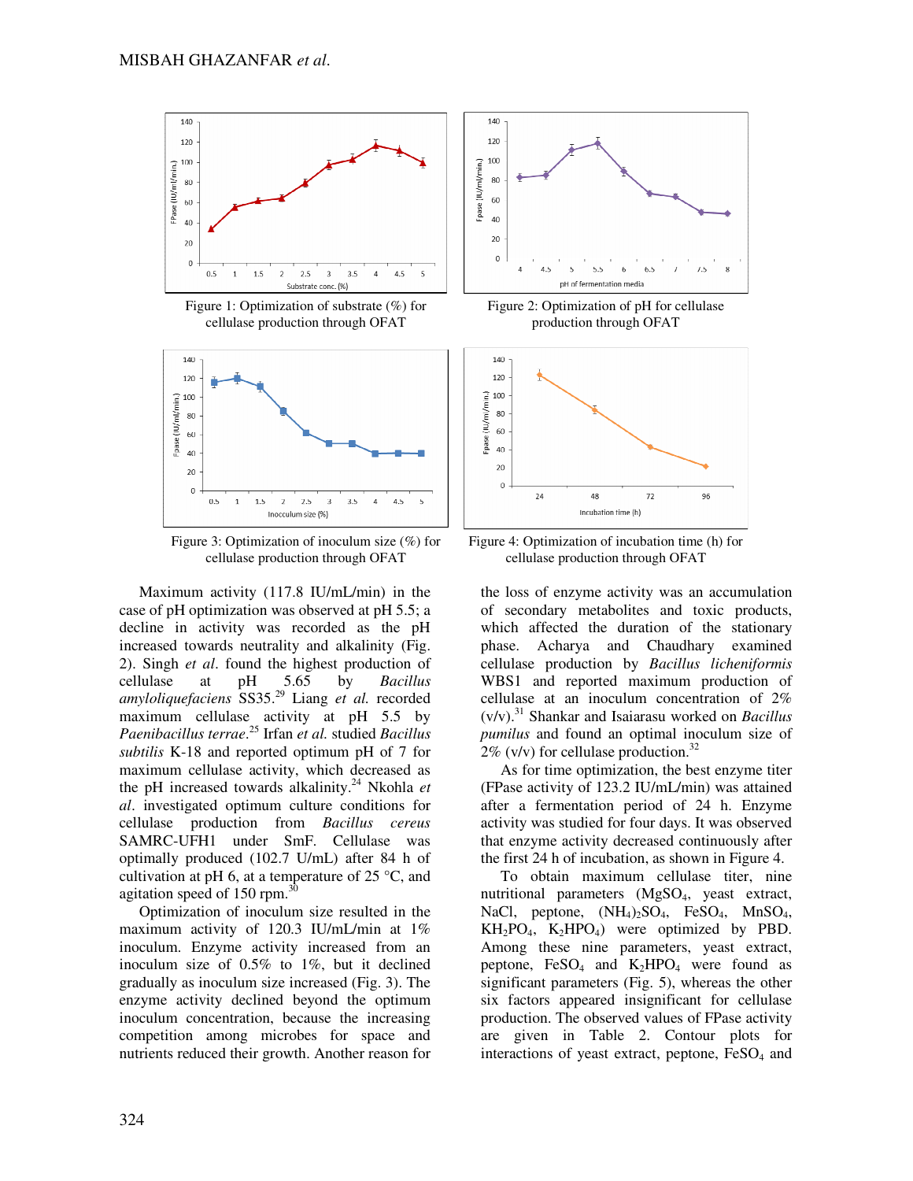Figure 1: Optimization of substrate (%) for cellulase production through OFAT

Figure 2: Optimization of pH for cellulase production through OFAT

Figure 3: Optimization of inoculum size (%) for cellulase production through OFAT

Figure 4: Optimization of incubation time (h) for cellulase production through OFAT

Maximum activity (117.8 IU/mL/min) in the case of pH optimization was observed at pH 5.5; a decline in activity was recorded as the pH increased towards neutrality and alkalinity (Fig. 2). Singh *et al*. found the highest production of cellulase at pH 5.65 by *Bacillus amyloliquefaciens* SS35.[29] Liang *et al.* recorded maximum cellulase activity at pH 5.5 by *Paenibacillus terrae*.[25] Irfan *et al.* studied *Bacillus subtilis* K-18 and reported optimum pH of 7 for maximum cellulase activity, which decreased as the pH increased towards alkalinity.[24] Nkohla *et al*. investigated optimum culture conditions for cellulase production from *Bacillus cereus* SAMRC-UFH1 under SmF. Cellulase was optimally produced (102.7 U/mL) after 84 h of cultivation at pH 6, at a temperature of 25 °C, and agitation speed of 150 rpm.[30]

Optimization of inoculum size resulted in the maximum activity of 120.3 IU/mL/min at 1% inoculum. Enzyme activity increased from an inoculum size of 0.5% to 1%, but it declined gradually as inoculum size increased (Fig. 3). The enzyme activity declined beyond the optimum inoculum concentration, because the increasing competition among microbes for space and nutrients reduced their growth. Another reason for the loss of enzyme activity was an accumulation of secondary metabolites and toxic products, which affected the duration of the stationary phase. Acharya and Chaudhary examined cellulase production by *Bacillus licheniformis* WBS1 and reported maximum production of cellulase at an inoculum concentration of 2% (v/v).[31] Shankar and Isaiarasu worked on *Bacillus pumilus* and found an optimal inoculum size of 2% (v/v) for cellulase production.[32]

As for time optimization, the best enzyme titer (FPase activity of 123.2 IU/mL/min) was attained after a fermentation period of 24 h. Enzyme activity was studied for four days. It was observed that enzyme activity decreased continuously after the first 24 h of incubation, as shown in Figure 4.

To obtain maximum cellulase titer, nine nutritional parameters ($MgSO_4$, yeast extract, NaCl, peptone, $(NH_4)_2SO_4$, $FeSO_4$, $MnSO_4$, $KH_2PO_4$, $K_2HPO_4$) were optimized by PBD. Among these nine parameters, yeast extract, peptone, $FeSO_4$ and $K_2HPO_4$ were found as significant parameters (Fig. 5), whereas the other six factors appeared insignificant for cellulase production. The observed values of FPase activity are given in Table 2. Contour plots for interactions of yeast extract, peptone, $FeSO_4$ and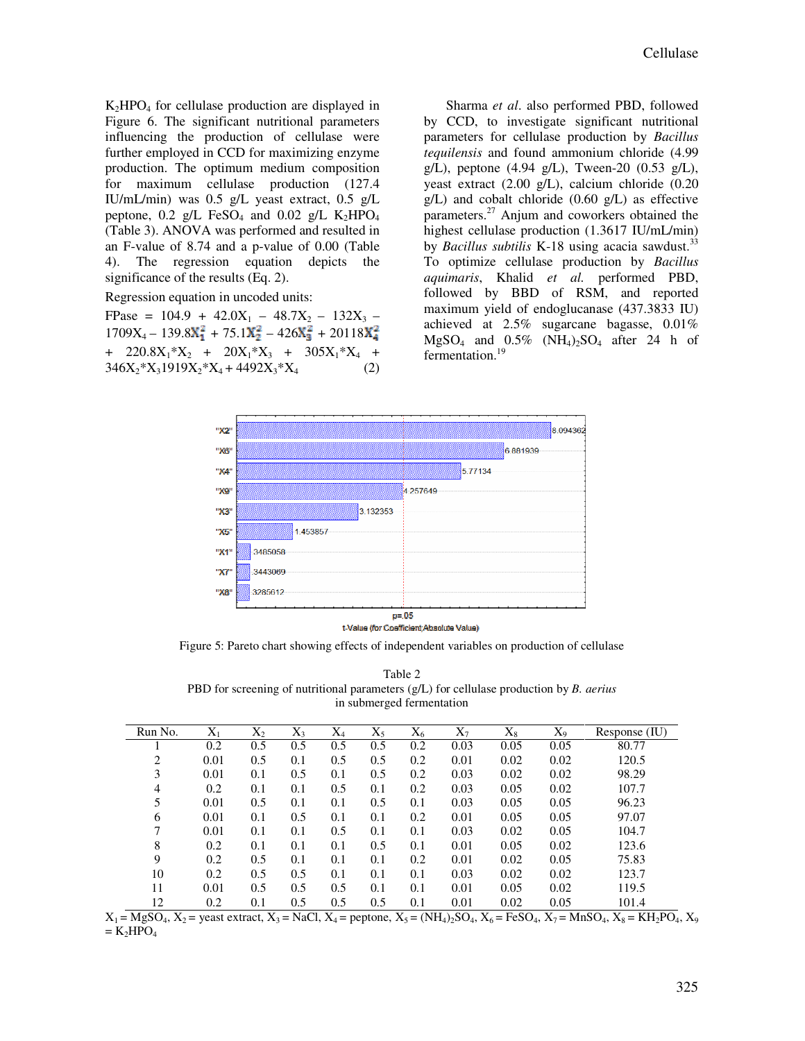$K_2HPO_4$ for cellulase production are displayed in Figure 6. The significant nutritional parameters influencing the production of cellulase were further employed in CCD for maximizing enzyme production. The optimum medium composition for maximum cellulase production (127.4 IU/mL/min) was 0.5 g/L yeast extract, 0.5 g/L peptone, 0.2 g/L $FeSO_4$ and 0.02 g/L $K_2HPO_4$ (Table 3). ANOVA was performed and resulted in an F-value of 8.74 and a p-value of 0.00 (Table 4). The regression equation depicts the significance of the results (Eq. 2).

Regression equation in uncoded units:

$$FPase = 104.9 + 42.0X_1 - 48.7X_2 - 132X_3 - 1709X_4 - 139.8X_1^2 + 75.1X_2^2 - 426X_3^2 + 20118X_4^2 + 220.8X_1*X_2 + 20X_1*X_3 + 305X_1*X_4 + 346X_2*X_3 1919X_2*X_4 + 4492X_3*X_4 \quad (2)$$

Sharma *et al*. also performed PBD, followed by CCD, to investigate significant nutritional parameters for cellulase production by *Bacillus tequilensis* and found ammonium chloride (4.99 g/L), peptone (4.94 g/L), Tween-20 (0.53 g/L), yeast extract (2.00 g/L), calcium chloride (0.20 g/L) and cobalt chloride (0.60 g/L) as effective parameters.[27] Anjum and coworkers obtained the highest cellulase production (1.3617 IU/mL/min) by *Bacillus subtilis* K-18 using acacia sawdust.[33] To optimize cellulase production by *Bacillus aquimaris*, Khalid *et al.* performed PBD, followed by BBD of RSM, and reported maximum yield of endoglucanase (437.3833 IU) achieved at 2.5% sugarcane bagasse, 0.01% $MgSO_4$ and 0.5% $(NH_4)_2SO_4$ after 24 h of fermentation.[19]

Figure 5: Pareto chart showing effects of independent variables on production of cellulase

Table 2
PBD for screening of nutritional parameters (g/L) for cellulase production by *B. aerius* in submerged fermentation

| Run No. | $X_1$ | $X_2$ | $X_3$ | $X_4$ | $X_5$ | $X_6$ | $X_7$ | $X_8$ | $X_9$ | Response (IU) |
|---|---|---|---|---|---|---|---|---|---|---|
| 1 | 0.2 | 0.5 | 0.5 | 0.5 | 0.5 | 0.2 | 0.03 | 0.05 | 0.05 | 80.77 |
| 2 | 0.01 | 0.5 | 0.1 | 0.5 | 0.5 | 0.2 | 0.01 | 0.02 | 0.02 | 120.5 |
| 3 | 0.01 | 0.1 | 0.5 | 0.1 | 0.5 | 0.2 | 0.03 | 0.02 | 0.02 | 98.29 |
| 4 | 0.2 | 0.1 | 0.1 | 0.5 | 0.1 | 0.2 | 0.03 | 0.05 | 0.02 | 107.7 |
| 5 | 0.01 | 0.5 | 0.1 | 0.1 | 0.5 | 0.1 | 0.03 | 0.05 | 0.05 | 96.23 |
| 6 | 0.01 | 0.1 | 0.5 | 0.1 | 0.1 | 0.2 | 0.01 | 0.05 | 0.05 | 97.07 |
| 7 | 0.01 | 0.1 | 0.1 | 0.5 | 0.1 | 0.1 | 0.03 | 0.02 | 0.05 | 104.7 |
| 8 | 0.2 | 0.1 | 0.1 | 0.1 | 0.5 | 0.1 | 0.01 | 0.05 | 0.02 | 123.6 |
| 9 | 0.2 | 0.5 | 0.1 | 0.1 | 0.1 | 0.2 | 0.01 | 0.02 | 0.05 | 75.83 |
| 10 | 0.2 | 0.5 | 0.5 | 0.1 | 0.1 | 0.1 | 0.03 | 0.02 | 0.02 | 123.7 |
| 11 | 0.01 | 0.5 | 0.5 | 0.5 | 0.1 | 0.1 | 0.01 | 0.05 | 0.02 | 119.5 |
| 12 | 0.2 | 0.1 | 0.5 | 0.5 | 0.5 | 0.1 | 0.01 | 0.02 | 0.05 | 101.4 |

$X_1 = MgSO_4$, $X_2$ = yeast extract, $X_3$ = NaCl, $X_4$ = peptone, $X_5 = (NH_4)_2SO_4$, $X_6 = FeSO_4$, $X_7 = MnSO_4$, $X_8 = KH_2PO_4$, $X_9 = K_2HPO_4$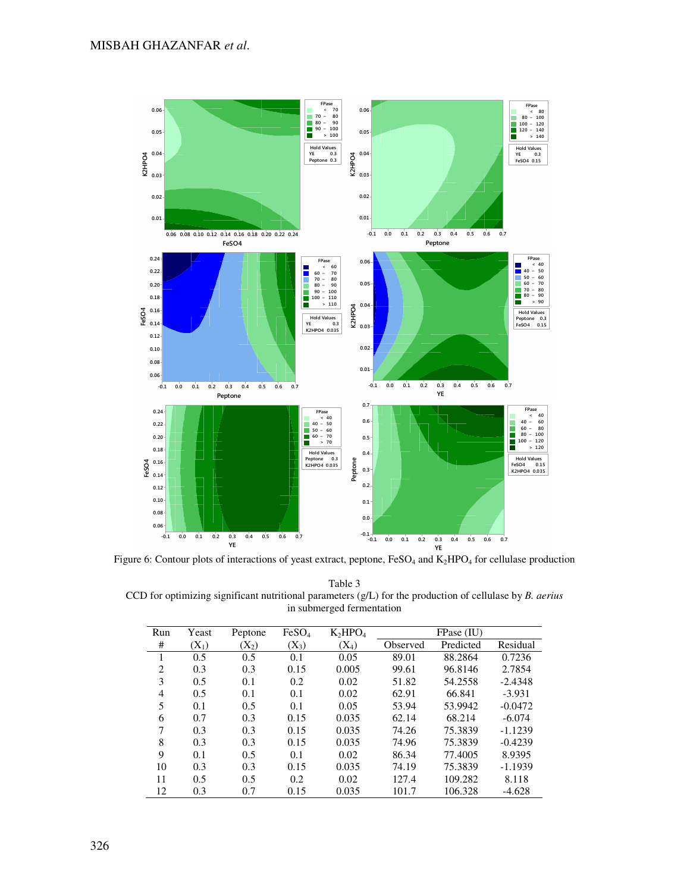Figure 6: Contour plots of interactions of yeast extract, peptone, $FeSO_4$ and $K_2HPO_4$ for cellulase production

Table 3
CCD for optimizing significant nutritional parameters (g/L) for the production of cellulase by *B. aerius* in submerged fermentation

| Run # | Yeast ($X_1$) | Peptone ($X_2$) | $FeSO_4$ ($X_3$) | $K_2HPO_4$ ($X_4$) | FPase (IU) Observed | Predicted | Residual |
|---|---|---|---|---|---|---|---|
| 1 | 0.5 | 0.5 | 0.1 | 0.05 | 89.01 | 88.2864 | 0.7236 |
| 2 | 0.3 | 0.3 | 0.15 | 0.005 | 99.61 | 96.8146 | 2.7854 |
| 3 | 0.5 | 0.1 | 0.2 | 0.02 | 51.82 | 54.2558 | -2.4348 |
| 4 | 0.5 | 0.1 | 0.1 | 0.02 | 62.91 | 66.841 | -3.931 |
| 5 | 0.1 | 0.5 | 0.1 | 0.05 | 53.94 | 53.9942 | -0.0472 |
| 6 | 0.7 | 0.3 | 0.15 | 0.035 | 62.14 | 68.214 | -6.074 |
| 7 | 0.3 | 0.3 | 0.15 | 0.035 | 74.26 | 75.3839 | -1.1239 |
| 8 | 0.3 | 0.3 | 0.15 | 0.035 | 74.96 | 75.3839 | -0.4239 |
| 9 | 0.1 | 0.5 | 0.1 | 0.02 | 86.34 | 77.4005 | 8.9395 |
| 10 | 0.3 | 0.3 | 0.15 | 0.035 | 74.19 | 75.3839 | -1.1939 |
| 11 | 0.5 | 0.5 | 0.2 | 0.02 | 127.4 | 109.282 | 8.118 |
| 12 | 0.3 | 0.7 | 0.15 | 0.035 | 101.7 | 106.328 | -4.628 |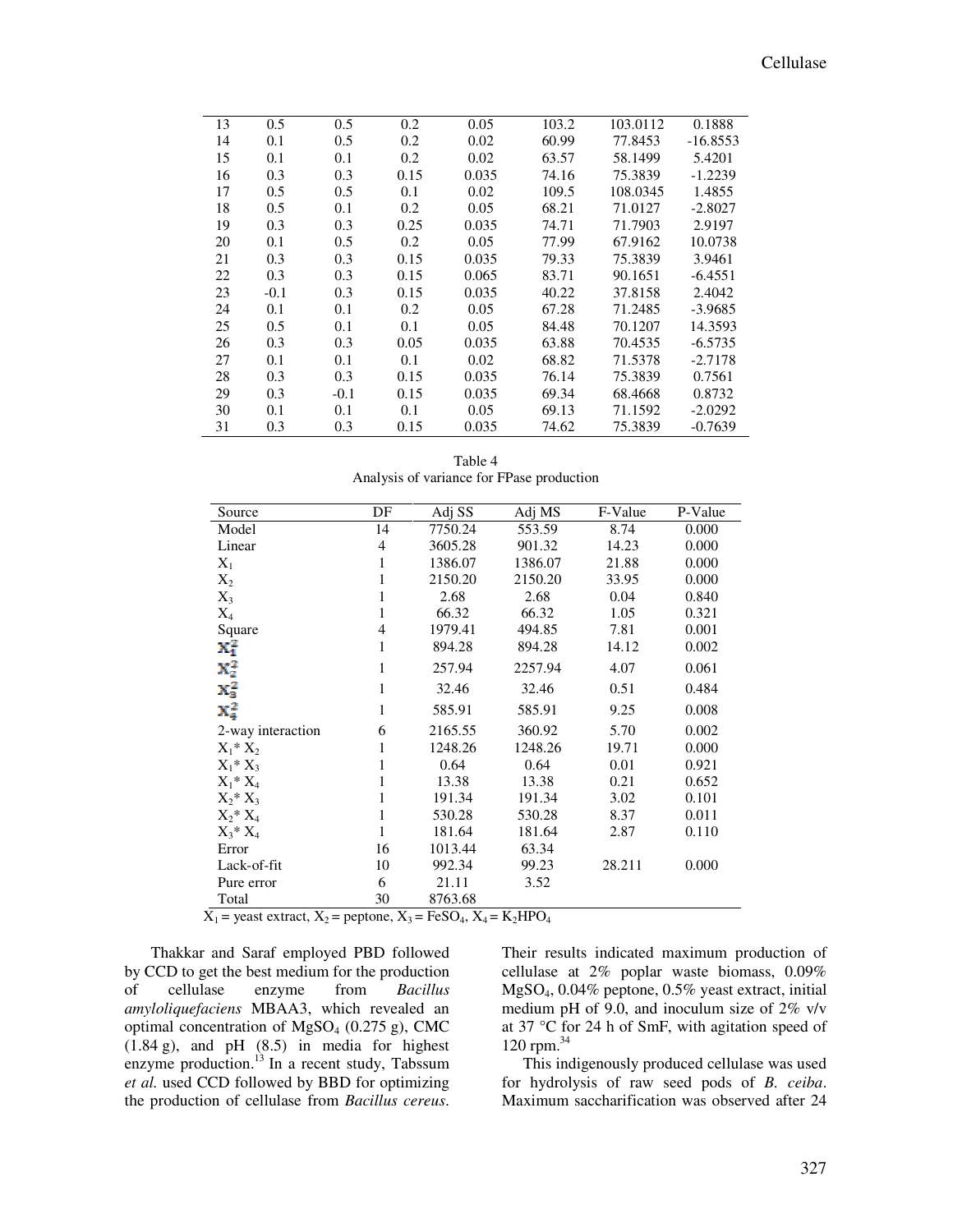| 13 | 0.5 | 0.5 | 0.2 | 0.05 | 103.2 | 103.0112 | 0.1888 |
|---|---|---|---|---|---|---|---|
| 14 | 0.1 | 0.5 | 0.2 | 0.02 | 60.99 | 77.8453 | -16.8553 |
| 15 | 0.1 | 0.1 | 0.2 | 0.02 | 63.57 | 58.1499 | 5.4201 |
| 16 | 0.3 | 0.3 | 0.15 | 0.035 | 74.16 | 75.3839 | -1.2239 |
| 17 | 0.5 | 0.5 | 0.1 | 0.02 | 109.5 | 108.0345 | 1.4855 |
| 18 | 0.5 | 0.1 | 0.2 | 0.05 | 68.21 | 71.0127 | -2.8027 |
| 19 | 0.3 | 0.3 | 0.25 | 0.035 | 74.71 | 71.7903 | 2.9197 |
| 20 | 0.1 | 0.5 | 0.2 | 0.05 | 77.99 | 67.9162 | 10.0738 |
| 21 | 0.3 | 0.3 | 0.15 | 0.035 | 79.33 | 75.3839 | 3.9461 |
| 22 | 0.3 | 0.3 | 0.15 | 0.065 | 83.71 | 90.1651 | -6.4551 |
| 23 | -0.1 | 0.3 | 0.15 | 0.035 | 40.22 | 37.8158 | 2.4042 |
| 24 | 0.1 | 0.1 | 0.2 | 0.05 | 67.28 | 71.2485 | -3.9685 |
| 25 | 0.5 | 0.1 | 0.1 | 0.05 | 84.48 | 70.1207 | 14.3593 |
| 26 | 0.3 | 0.3 | 0.05 | 0.035 | 63.88 | 70.4535 | -6.5735 |
| 27 | 0.1 | 0.1 | 0.1 | 0.02 | 68.82 | 71.5378 | -2.7178 |
| 28 | 0.3 | 0.3 | 0.15 | 0.035 | 76.14 | 75.3839 | 0.7561 |
| 29 | 0.3 | -0.1 | 0.15 | 0.035 | 69.34 | 68.4668 | 0.8732 |
| 30 | 0.1 | 0.1 | 0.1 | 0.05 | 69.13 | 71.1592 | -2.0292 |
| 31 | 0.3 | 0.3 | 0.15 | 0.035 | 74.62 | 75.3839 | -0.7639 |

Table 4
Analysis of variance for FPase production

| Source | DF | Adj SS | Adj MS | F-Value | P-Value |
|---|---|---|---|---|---|
| Model | 14 | 7750.24 | 553.59 | 8.74 | 0.000 |
| Linear | 4 | 3605.28 | 901.32 | 14.23 | 0.000 |
| $X_1$ | 1 | 1386.07 | 1386.07 | 21.88 | 0.000 |
| $X_2$ | 1 | 2150.20 | 2150.20 | 33.95 | 0.000 |
| $X_3$ | 1 | 2.68 | 2.68 | 0.04 | 0.840 |
| $X_4$ | 1 | 66.32 | 66.32 | 1.05 | 0.321 |
| Square | 4 | 1979.41 | 494.85 | 7.81 | 0.001 |
| $X_1^2$ | 1 | 894.28 | 894.28 | 14.12 | 0.002 |
| $X_2^2$ | 1 | 257.94 | 2257.94 | 4.07 | 0.061 |
| $X_3^2$ | 1 | 32.46 | 32.46 | 0.51 | 0.484 |
| $X_4^2$ | 1 | 585.91 | 585.91 | 9.25 | 0.008 |
| 2-way interaction | 6 | 2165.55 | 360.92 | 5.70 | 0.002 |
| $X_1 * X_2$ | 1 | 1248.26 | 1248.26 | 19.71 | 0.000 |
| $X_1 * X_3$ | 1 | 0.64 | 0.64 | 0.01 | 0.921 |
| $X_1 * X_4$ | 1 | 13.38 | 13.38 | 0.21 | 0.652 |
| $X_2 * X_3$ | 1 | 191.34 | 191.34 | 3.02 | 0.101 |
| $X_2 * X_4$ | 1 | 530.28 | 530.28 | 8.37 | 0.011 |
| $X_3 * X_4$ | 1 | 181.64 | 181.64 | 2.87 | 0.110 |
| Error | 16 | 1013.44 | 63.34 | | |
| Lack-of-fit | 10 | 992.34 | 99.23 | 28.211 | 0.000 |
| Pure error | 6 | 21.11 | 3.52 | | |
| Total | 30 | 8763.68 | | | |

$X_1$ = yeast extract, $X_2$ = peptone, $X_3$ = $FeSO_4$, $X_4$ = $K_2HPO_4$

Thakkar and Saraf employed PBD followed by CCD to get the best medium for the production of cellulase enzyme from *Bacillus amyloliquefaciens* MBAA3, which revealed an optimal concentration of $MgSO_4$ (0.275 g), CMC (1.84 g), and pH (8.5) in media for highest enzyme production.[13] In a recent study, Tabssum *et al.* used CCD followed by BBD for optimizing the production of cellulase from *Bacillus cereus*. Their results indicated maximum production of cellulase at 2% poplar waste biomass, 0.09% $MgSO_4$, 0.04% peptone, 0.5% yeast extract, initial medium pH of 9.0, and inoculum size of 2% v/v at 37 °C for 24 h of SmF, with agitation speed of 120 rpm.[34]

This indigenously produced cellulase was used for hydrolysis of raw seed pods of *B. ceiba*. Maximum saccharification was observed after 24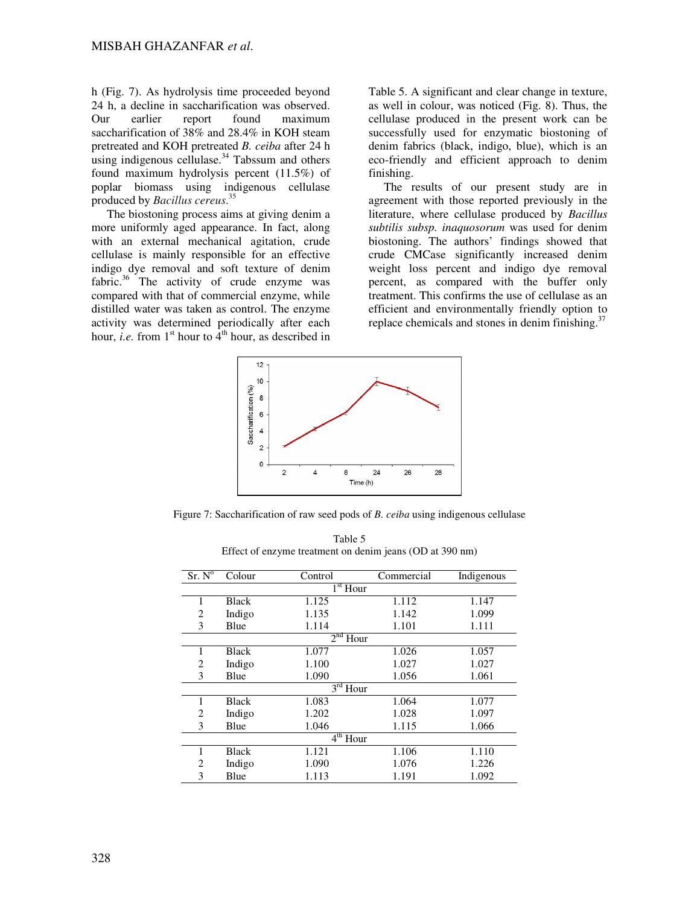h (Fig. 7). As hydrolysis time proceeded beyond 24 h, a decline in saccharification was observed. Our earlier report found maximum saccharification of 38% and 28.4% in KOH steam pretreated and KOH pretreated *B. ceiba* after 24 h using indigenous cellulase.[34] Tabssum and others found maximum hydrolysis percent (11.5%) of poplar biomass using indigenous cellulase produced by *Bacillus cereus*.[35]

The biostoning process aims at giving denim a more uniformly aged appearance. In fact, along with an external mechanical agitation, crude cellulase is mainly responsible for an effective indigo dye removal and soft texture of denim fabric.[36] The activity of crude enzyme was compared with that of commercial enzyme, while distilled water was taken as control. The enzyme activity was determined periodically after each hour, *i.e.* from 1st hour to 4th hour, as described in Table 5. A significant and clear change in texture, as well in colour, was noticed (Fig. 8). Thus, the cellulase produced in the present work can be successfully used for enzymatic biostoning of denim fabrics (black, indigo, blue), which is an eco-friendly and efficient approach to denim finishing.

The results of our present study are in agreement with those reported previously in the literature, where cellulase produced by *Bacillus subtilis subsp. inaquosorum* was used for denim biostoning. The authors' findings showed that crude CMCase significantly increased denim weight loss percent and indigo dye removal percent, as compared with the buffer only treatment. This confirms the use of cellulase as an efficient and environmentally friendly option to replace chemicals and stones in denim finishing.[37]

Figure 7: Saccharification of raw seed pods of *B. ceiba* using indigenous cellulase

Table 5
Effect of enzyme treatment on denim jeans (OD at 390 nm)

| Sr. N° | Colour | Control | Commercial | Indigenous |
|---|---|---|---|---|
| | | 1st Hour | | |
| 1 | Black | 1.125 | 1.112 | 1.147 |
| 2 | Indigo | 1.135 | 1.142 | 1.099 |
| 3 | Blue | 1.114 | 1.101 | 1.111 |
| | | 2nd Hour | | |
| 1 | Black | 1.077 | 1.026 | 1.057 |
| 2 | Indigo | 1.100 | 1.027 | 1.027 |
| 3 | Blue | 1.090 | 1.056 | 1.061 |
| | | 3rd Hour | | |
| 1 | Black | 1.083 | 1.064 | 1.077 |
| 2 | Indigo | 1.202 | 1.028 | 1.097 |
| 3 | Blue | 1.046 | 1.115 | 1.066 |
| | | 4th Hour | | |
| 1 | Black | 1.121 | 1.106 | 1.110 |
| 2 | Indigo | 1.090 | 1.076 | 1.226 |
| 3 | Blue | 1.113 | 1.191 | 1.092 |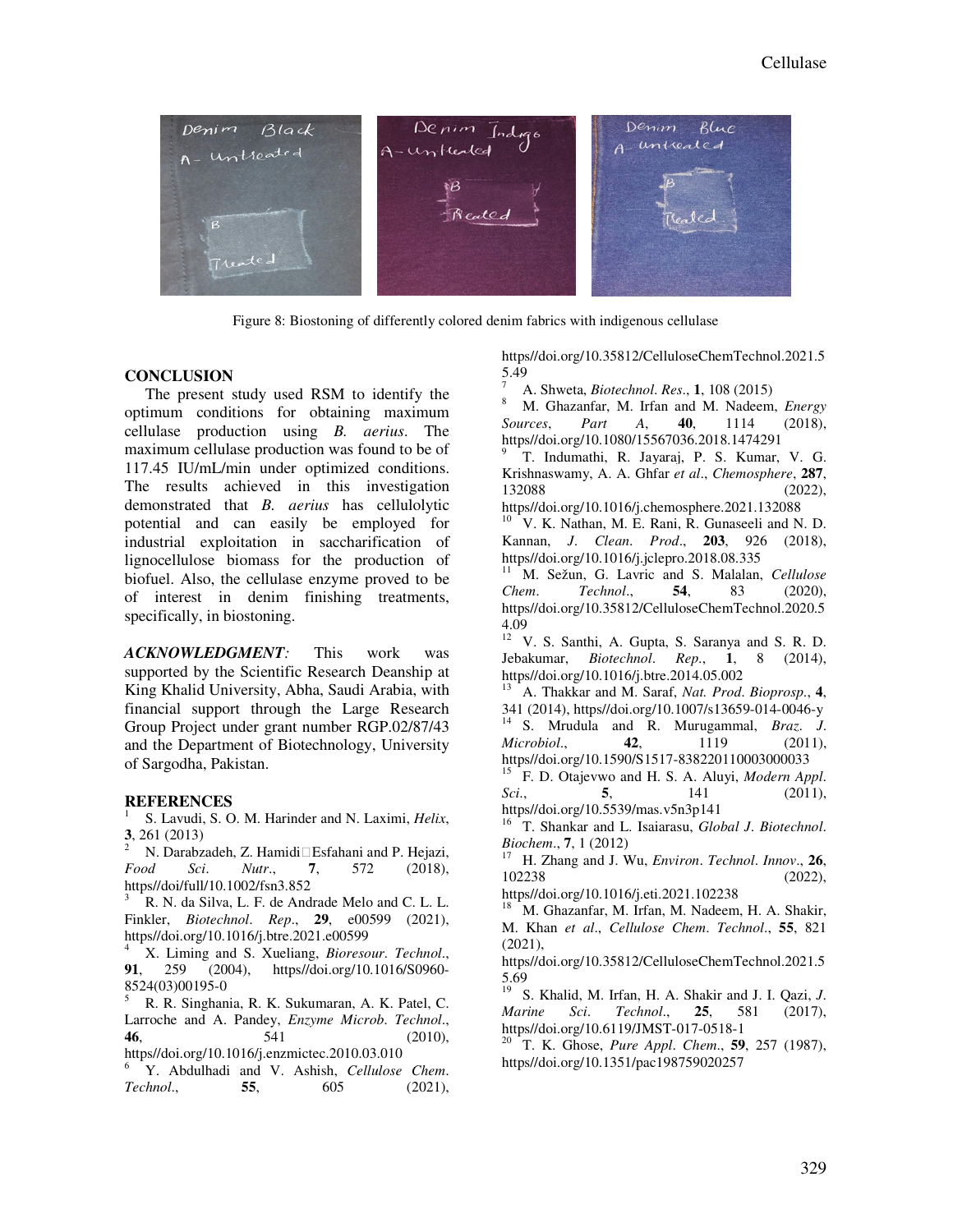Figure 8: Biostoning of differently colored denim fabrics with indigenous cellulase

## CONCLUSION

The present study used RSM to identify the optimum conditions for obtaining maximum cellulase production using *B. aerius*. The maximum cellulase production was found to be of 117.45 IU/mL/min under optimized conditions. The results achieved in this investigation demonstrated that *B. aerius* has cellulolytic potential and can easily be employed for industrial exploitation in saccharification of lignocellulose biomass for the production of biofuel. Also, the cellulase enzyme proved to be of interest in denim finishing treatments, specifically, in biostoning.

***ACKNOWLEDGMENT:*** This work was supported by the Scientific Research Deanship at King Khalid University, Abha, Saudi Arabia, with financial support through the Large Research Group Project under grant number RGP.02/87/43 and the Department of Biotechnology, University of Sargodha, Pakistan.

## REFERENCES

[1] S. Lavudi, S. O. M. Harinder and N. Laximi, *Helix*, **3**, 261 (2013)

[2] N. Darabzadeh, Z. Hamidi‐Esfahani and P. Hejazi, *Food Sci. Nutr.*, **7**, 572 (2018), https//doi/full/10.1002/fsn3.852

[3] R. N. da Silva, L. F. de Andrade Melo and C. L. L. Finkler, *Biotechnol. Rep.*, **29**, e00599 (2021), https//doi.org/10.1016/j.btre.2021.e00599

[4] X. Liming and S. Xueliang, *Bioresour. Technol.*, **91**, 259 (2004), https//doi.org/10.1016/S0960-8524(03)00195-0

[5] R. R. Singhania, R. K. Sukumaran, A. K. Patel, C. Larroche and A. Pandey, *Enzyme Microb. Technol.*, **46**, 541 (2010), https//doi.org/10.1016/j.enzmictec.2010.03.010

[6] Y. Abdulhadi and V. Ashish, *Cellulose Chem. Technol.*, **55**, 605 (2021), https//doi.org/10.35812/CelluloseChemTechnol.2021.55.49

[7] A. Shweta, *Biotechnol. Res.*, **1**, 108 (2015)

[8] M. Ghazanfar, M. Irfan and M. Nadeem, *Energy Sources*, *Part A*, **40**, 1114 (2018), https//doi.org/10.1080/15567036.2018.1474291

[9] T. Indumathi, R. Jayaraj, P. S. Kumar, V. G. Krishnaswamy, A. A. Ghfar *et al.*, *Chemosphere*, **287**, 132088 (2022), https//doi.org/10.1016/j.chemosphere.2021.132088

[10] V. K. Nathan, M. E. Rani, R. Gunaseeli and N. D. Kannan, *J. Clean. Prod.*, **203**, 926 (2018), https//doi.org/10.1016/j.jclepro.2018.08.335

[11] M. Sežun, G. Lavric and S. Malalan, *Cellulose Chem. Technol.*, **54**, 83 (2020), https//doi.org/10.35812/CelluloseChemTechnol.2020.54.09

[12] V. S. Santhi, A. Gupta, S. Saranya and S. R. D. Jebakumar, *Biotechnol. Rep.*, **1**, 8 (2014), https//doi.org/10.1016/j.btre.2014.05.002

[13] A. Thakkar and M. Saraf, *Nat. Prod. Bioprosp.*, **4**, 341 (2014), https//doi.org/10.1007/s13659-014-0046-y

[14] S. Mrudula and R. Murugammal, *Braz. J. Microbiol.*, **42**, 1119 (2011), https//doi.org/10.1590/S1517-838220110003000033

[15] F. D. Otajevwo and H. S. A. Aluyi, *Modern Appl. Sci.*, **5**, 141 (2011), https//doi.org/10.5539/mas.v5n3p141

[16] T. Shankar and L. Isaiarasu, *Global J. Biotechnol. Biochem.*, **7**, 1 (2012)

[17] H. Zhang and J. Wu, *Environ. Technol. Innov.*, **26**, 102238 (2022), https//doi.org/10.1016/j.eti.2021.102238

[18] M. Ghazanfar, M. Irfan, M. Nadeem, H. A. Shakir, M. Khan *et al.*, *Cellulose Chem. Technol.*, **55**, 821 (2021), https//doi.org/10.35812/CelluloseChemTechnol.2021.55.69

[19] S. Khalid, M. Irfan, H. A. Shakir and J. I. Qazi, *J. Marine Sci. Technol.*, **25**, 581 (2017), https//doi.org/10.6119/JMST-017-0518-1

[20] T. K. Ghose, *Pure Appl. Chem.*, **59**, 257 (1987), https//doi.org/10.1351/pac198759020257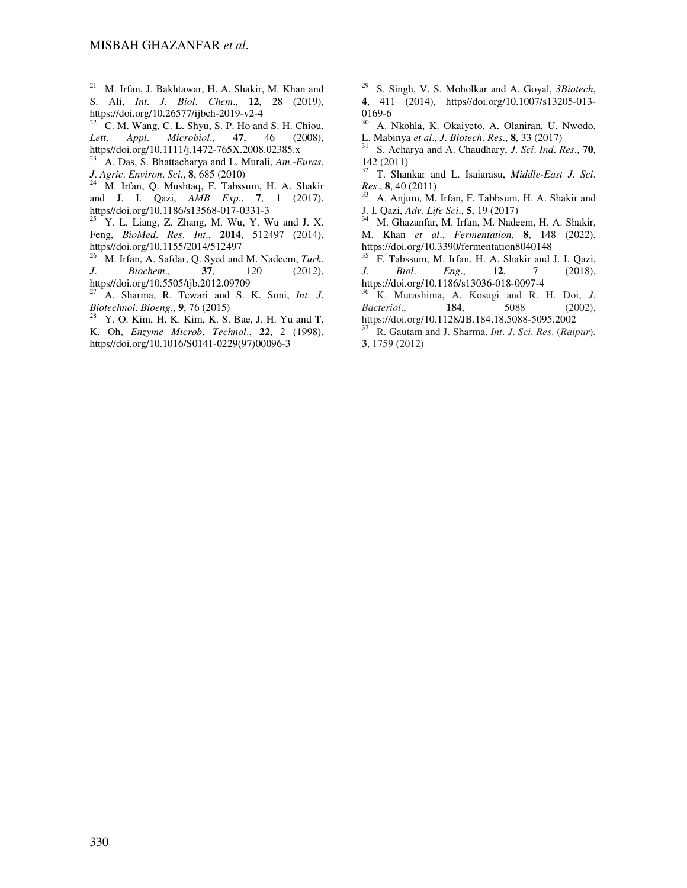[21] M. Irfan, J. Bakhtawar, H. A. Shakir, M. Khan and S. Ali, *Int. J. Biol. Chem.*, **12**, 28 (2019), https://doi.org/10.26577/ijbch-2019-v2-4

[22] C. M. Wang, C. L. Shyu, S. P. Ho and S. H. Chiou, *Lett. Appl. Microbiol.*, **47**, 46 (2008), https//doi.org/10.1111/j.1472-765X.2008.02385.x

[23] A. Das, S. Bhattacharya and L. Murali, *Am.-Euras. J. Agric. Environ. Sci.*, **8**, 685 (2010)

[24] M. Irfan, Q. Mushtaq, F. Tabssum, H. A. Shakir and J. I. Qazi, *AMB Exp.*, **7**, 1 (2017), https//doi.org/10.1186/s13568-017-0331-3

[25] Y. L. Liang, Z. Zhang, M. Wu, Y. Wu and J. X. Feng, *BioMed. Res. Int.*, **2014**, 512497 (2014), https//doi.org/10.1155/2014/512497

[26] M. Irfan, A. Safdar, Q. Syed and M. Nadeem, *Turk. J. Biochem.*, **37**, 120 (2012), https//doi.org/10.5505/tjb.2012.09709

[27] A. Sharma, R. Tewari and S. K. Soni, *Int. J. Biotechnol. Bioeng.*, **9**, 76 (2015)

[28] Y. O. Kim, H. K. Kim, K. S. Bae, J. H. Yu and T. K. Oh, *Enzyme Microb. Technol.*, **22**, 2 (1998), https//doi.org/10.1016/S0141-0229(97)00096-3

[29] S. Singh, V. S. Moholkar and A. Goyal, *3Biotech*, **4**, 411 (2014), https//doi.org/10.1007/s13205-013-0169-6

[30] A. Nkohla, K. Okaiyeto, A. Olaniran, U. Nwodo, L. Mabinya *et al.*, *J. Biotech. Res.*, **8**, 33 (2017)

[31] S. Acharya and A. Chaudhary, *J. Sci. Ind. Res.*, **70**, 142 (2011)

[32] T. Shankar and L. Isaiarasu, *Middle-East J. Sci. Res.*, **8**, 40 (2011)

[33] A. Anjum, M. Irfan, F. Tabbsum, H. A. Shakir and J. I. Qazi, *Adv. Life Sci.*, **5**, 19 (2017)

[34] M. Ghazanfar, M. Irfan, M. Nadeem, H. A. Shakir, M. Khan *et al.*, *Fermentation*, **8**, 148 (2022), https://doi.org/10.3390/fermentation8040148

[35] F. Tabssum, M. Irfan, H. A. Shakir and J. I. Qazi, *J. Biol. Eng.*, **12**, 7 (2018), https://doi.org/10.1186/s13036-018-0097-4

[36] K. Murashima, A. Kosugi and R. H. Doi, *J. Bacteriol.*, **184**, 5088 (2002), https://doi.org/10.1128/JB.184.18.5088-5095.2002

[37] R. Gautam and J. Sharma, *Int. J. Sci. Res.* (*Raipur*), **3**, 1759 (2012)